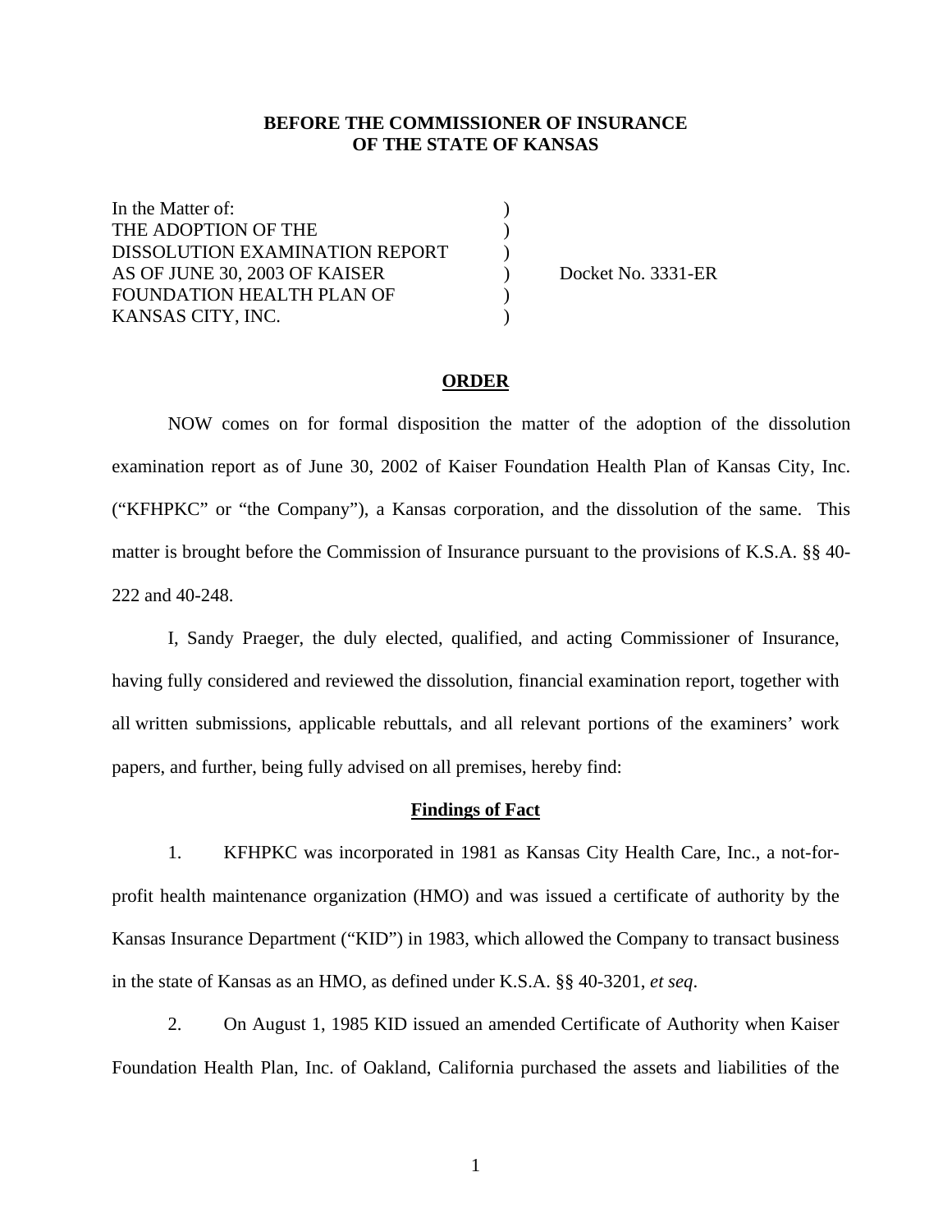**BEFORE THE COMMISSIONER OF INSURANCE**
**OF THE STATE OF KANSAS**

| | | |
|---|---|---|
| In the Matter of: | ) | |
| THE ADOPTION OF THE | ) | |
| DISSOLUTION EXAMINATION REPORT | ) | |
| AS OF JUNE 30, 2003 OF KAISER | ) | Docket No. 3331-ER |
| FOUNDATION HEALTH PLAN OF | ) | |
| KANSAS CITY, INC. | ) | |

**ORDER**

NOW comes on for formal disposition the matter of the adoption of the dissolution examination report as of June 30, 2002 of Kaiser Foundation Health Plan of Kansas City, Inc. ("KFHPKC" or "the Company"), a Kansas corporation, and the dissolution of the same. This matter is brought before the Commission of Insurance pursuant to the provisions of K.S.A. §§ 40-222 and 40-248.

I, Sandy Praeger, the duly elected, qualified, and acting Commissioner of Insurance, having fully considered and reviewed the dissolution, financial examination report, together with all written submissions, applicable rebuttals, and all relevant portions of the examiners' work papers, and further, being fully advised on all premises, hereby find:

**Findings of Fact**

1. KFHPKC was incorporated in 1981 as Kansas City Health Care, Inc., a not-for-profit health maintenance organization (HMO) and was issued a certificate of authority by the Kansas Insurance Department ("KID") in 1983, which allowed the Company to transact business in the state of Kansas as an HMO, as defined under K.S.A. §§ 40-3201, *et seq*.

2. On August 1, 1985 KID issued an amended Certificate of Authority when Kaiser Foundation Health Plan, Inc. of Oakland, California purchased the assets and liabilities of the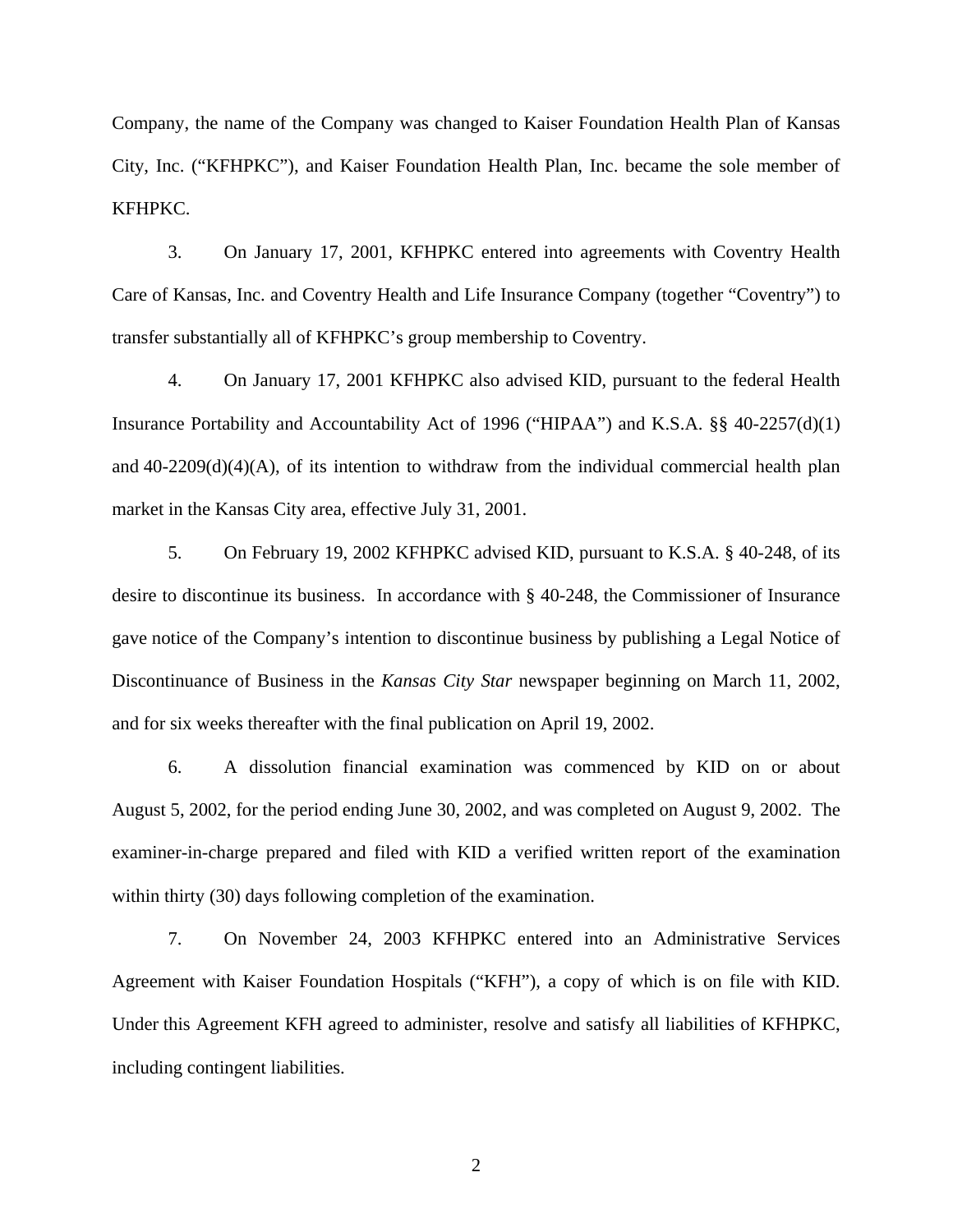Company, the name of the Company was changed to Kaiser Foundation Health Plan of Kansas City, Inc. ("KFHPKC"), and Kaiser Foundation Health Plan, Inc. became the sole member of KFHPKC.

3. On January 17, 2001, KFHPKC entered into agreements with Coventry Health Care of Kansas, Inc. and Coventry Health and Life Insurance Company (together "Coventry") to transfer substantially all of KFHPKC's group membership to Coventry.

4. On January 17, 2001 KFHPKC also advised KID, pursuant to the federal Health Insurance Portability and Accountability Act of 1996 ("HIPAA") and K.S.A. §§ 40-2257(d)(1) and 40-2209(d)(4)(A), of its intention to withdraw from the individual commercial health plan market in the Kansas City area, effective July 31, 2001.

5. On February 19, 2002 KFHPKC advised KID, pursuant to K.S.A. § 40-248, of its desire to discontinue its business. In accordance with § 40-248, the Commissioner of Insurance gave notice of the Company's intention to discontinue business by publishing a Legal Notice of Discontinuance of Business in the *Kansas City Star* newspaper beginning on March 11, 2002, and for six weeks thereafter with the final publication on April 19, 2002.

6. A dissolution financial examination was commenced by KID on or about August 5, 2002, for the period ending June 30, 2002, and was completed on August 9, 2002. The examiner-in-charge prepared and filed with KID a verified written report of the examination within thirty (30) days following completion of the examination.

7. On November 24, 2003 KFHPKC entered into an Administrative Services Agreement with Kaiser Foundation Hospitals ("KFH"), a copy of which is on file with KID. Under this Agreement KFH agreed to administer, resolve and satisfy all liabilities of KFHPKC, including contingent liabilities.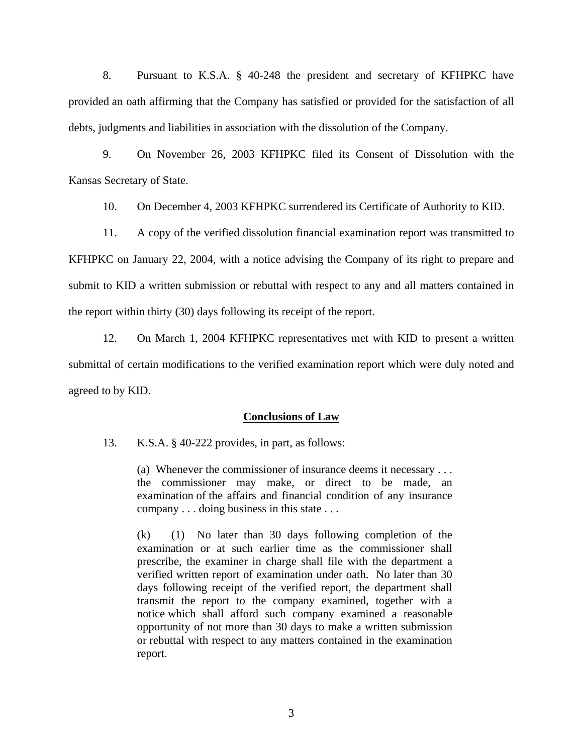8. Pursuant to K.S.A. § 40-248 the president and secretary of KFHPKC have provided an oath affirming that the Company has satisfied or provided for the satisfaction of all debts, judgments and liabilities in association with the dissolution of the Company.

9. On November 26, 2003 KFHPKC filed its Consent of Dissolution with the Kansas Secretary of State.

10. On December 4, 2003 KFHPKC surrendered its Certificate of Authority to KID.

11. A copy of the verified dissolution financial examination report was transmitted to KFHPKC on January 22, 2004, with a notice advising the Company of its right to prepare and submit to KID a written submission or rebuttal with respect to any and all matters contained in the report within thirty (30) days following its receipt of the report.

12. On March 1, 2004 KFHPKC representatives met with KID to present a written submittal of certain modifications to the verified examination report which were duly noted and agreed to by KID.

**Conclusions of Law**

13. K.S.A. § 40-222 provides, in part, as follows:

> (a) Whenever the commissioner of insurance deems it necessary . . . the commissioner may make, or direct to be made, an examination of the affairs and financial condition of any insurance company . . . doing business in this state . . .
>
> (k) (1) No later than 30 days following completion of the examination or at such earlier time as the commissioner shall prescribe, the examiner in charge shall file with the department a verified written report of examination under oath. No later than 30 days following receipt of the verified report, the department shall transmit the report to the company examined, together with a notice which shall afford such company examined a reasonable opportunity of not more than 30 days to make a written submission or rebuttal with respect to any matters contained in the examination report.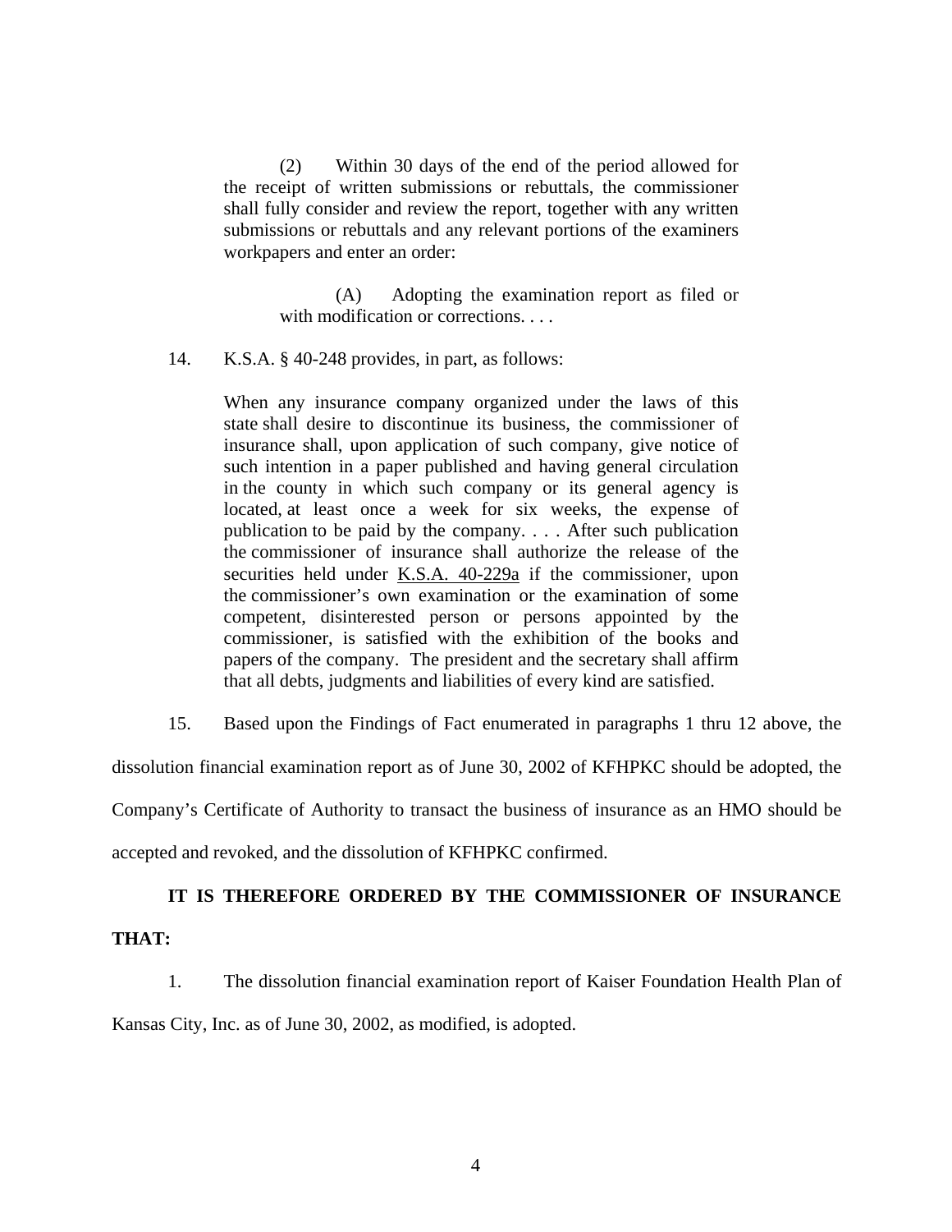> (2) Within 30 days of the end of the period allowed for the receipt of written submissions or rebuttals, the commissioner shall fully consider and review the report, together with any written submissions or rebuttals and any relevant portions of the examiners workpapers and enter an order:
>
> > (A) Adopting the examination report as filed or with modification or corrections. . . .

14. K.S.A. § 40-248 provides, in part, as follows:

> When any insurance company organized under the laws of this state shall desire to discontinue its business, the commissioner of insurance shall, upon application of such company, give notice of such intention in a paper published and having general circulation in the county in which such company or its general agency is located, at least once a week for six weeks, the expense of publication to be paid by the company. . . . After such publication the commissioner of insurance shall authorize the release of the securities held under K.S.A. 40-229a if the commissioner, upon the commissioner's own examination or the examination of some competent, disinterested person or persons appointed by the commissioner, is satisfied with the exhibition of the books and papers of the company. The president and the secretary shall affirm that all debts, judgments and liabilities of every kind are satisfied.

15. Based upon the Findings of Fact enumerated in paragraphs 1 thru 12 above, the dissolution financial examination report as of June 30, 2002 of KFHPKC should be adopted, the Company's Certificate of Authority to transact the business of insurance as an HMO should be accepted and revoked, and the dissolution of KFHPKC confirmed.

**IT IS THEREFORE ORDERED BY THE COMMISSIONER OF INSURANCE THAT:**

1. The dissolution financial examination report of Kaiser Foundation Health Plan of Kansas City, Inc. as of June 30, 2002, as modified, is adopted.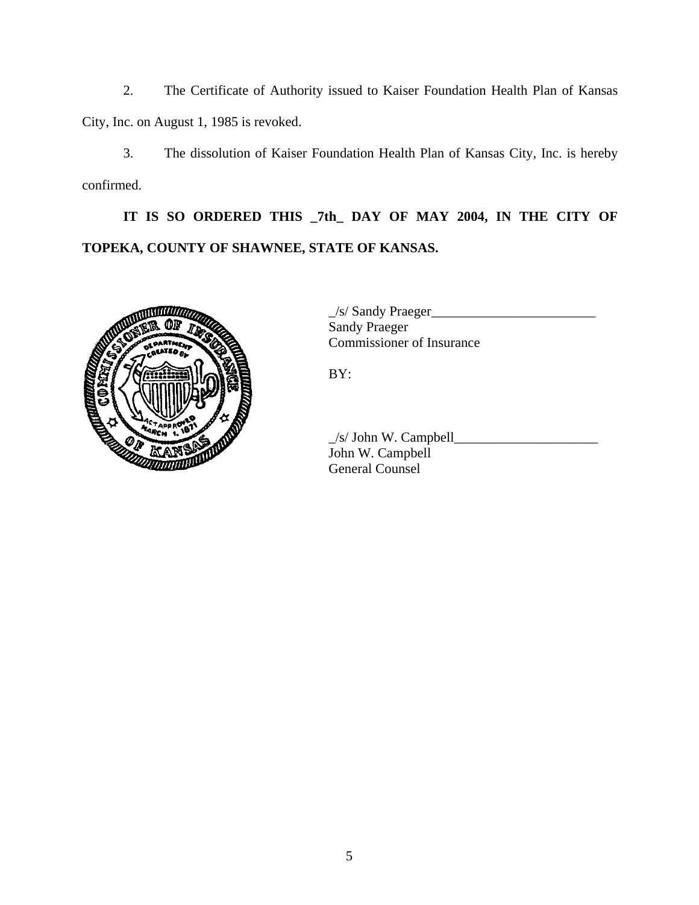2. The Certificate of Authority issued to Kaiser Foundation Health Plan of Kansas City, Inc. on August 1, 1985 is revoked.

3. The dissolution of Kaiser Foundation Health Plan of Kansas City, Inc. is hereby confirmed.

**IT IS SO ORDERED THIS _7th_ DAY OF MAY 2004, IN THE CITY OF TOPEKA, COUNTY OF SHAWNEE, STATE OF KANSAS.**

_/s/ Sandy Praeger_________________________
Sandy Praeger
Commissioner of Insurance

BY:

_/s/ John W. Campbell_____________________
John W. Campbell
General Counsel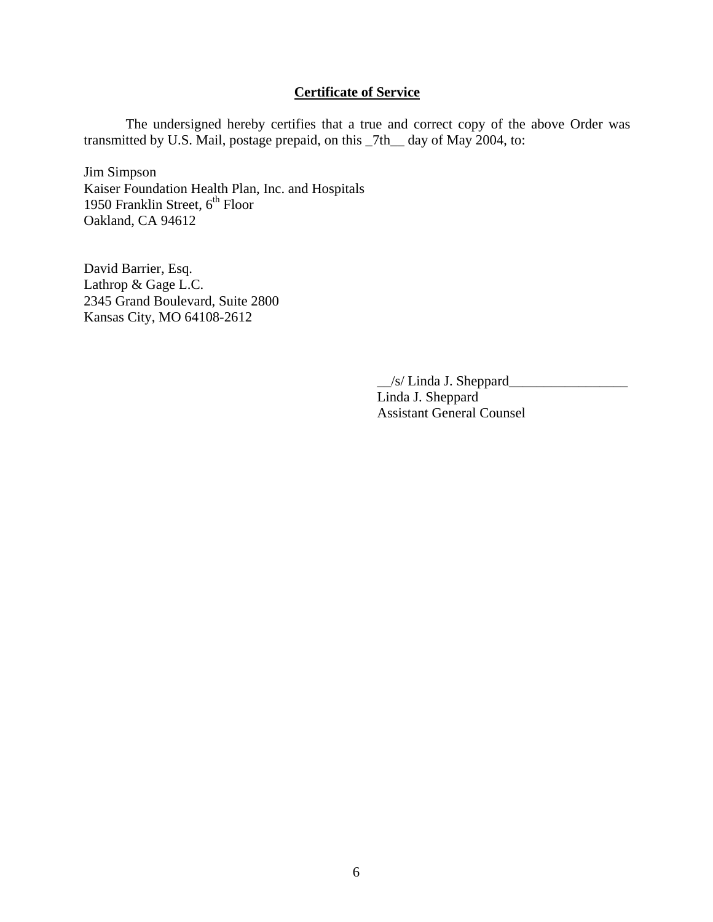## **Certificate of Service**

The undersigned hereby certifies that a true and correct copy of the above Order was transmitted by U.S. Mail, postage prepaid, on this _7th__ day of May 2004, to:

Jim Simpson
Kaiser Foundation Health Plan, Inc. and Hospitals
1950 Franklin Street, 6th Floor
Oakland, CA 94612

David Barrier, Esq.
Lathrop & Gage L.C.
2345 Grand Boulevard, Suite 2800
Kansas City, MO 64108-2612

__/s/ Linda J. Sheppard_________________
Linda J. Sheppard
Assistant General Counsel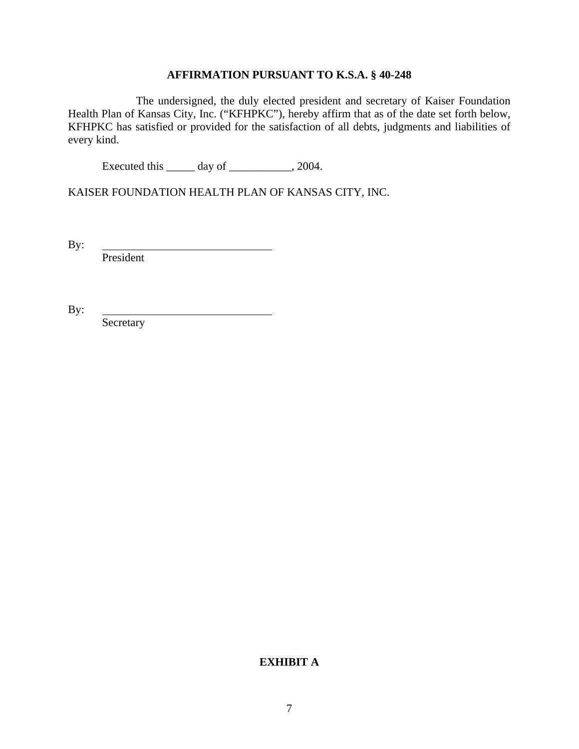**AFFIRMATION PURSUANT TO K.S.A. § 40-248**

The undersigned, the duly elected president and secretary of Kaiser Foundation Health Plan of Kansas City, Inc. ("KFHPKC"), hereby affirm that as of the date set forth below, KFHPKC has satisfied or provided for the satisfaction of all debts, judgments and liabilities of every kind.

Executed this _____ day of ___________, 2004.

KAISER FOUNDATION HEALTH PLAN OF KANSAS CITY, INC.

By: ______________________________
President

By: ______________________________
Secretary

**EXHIBIT A**